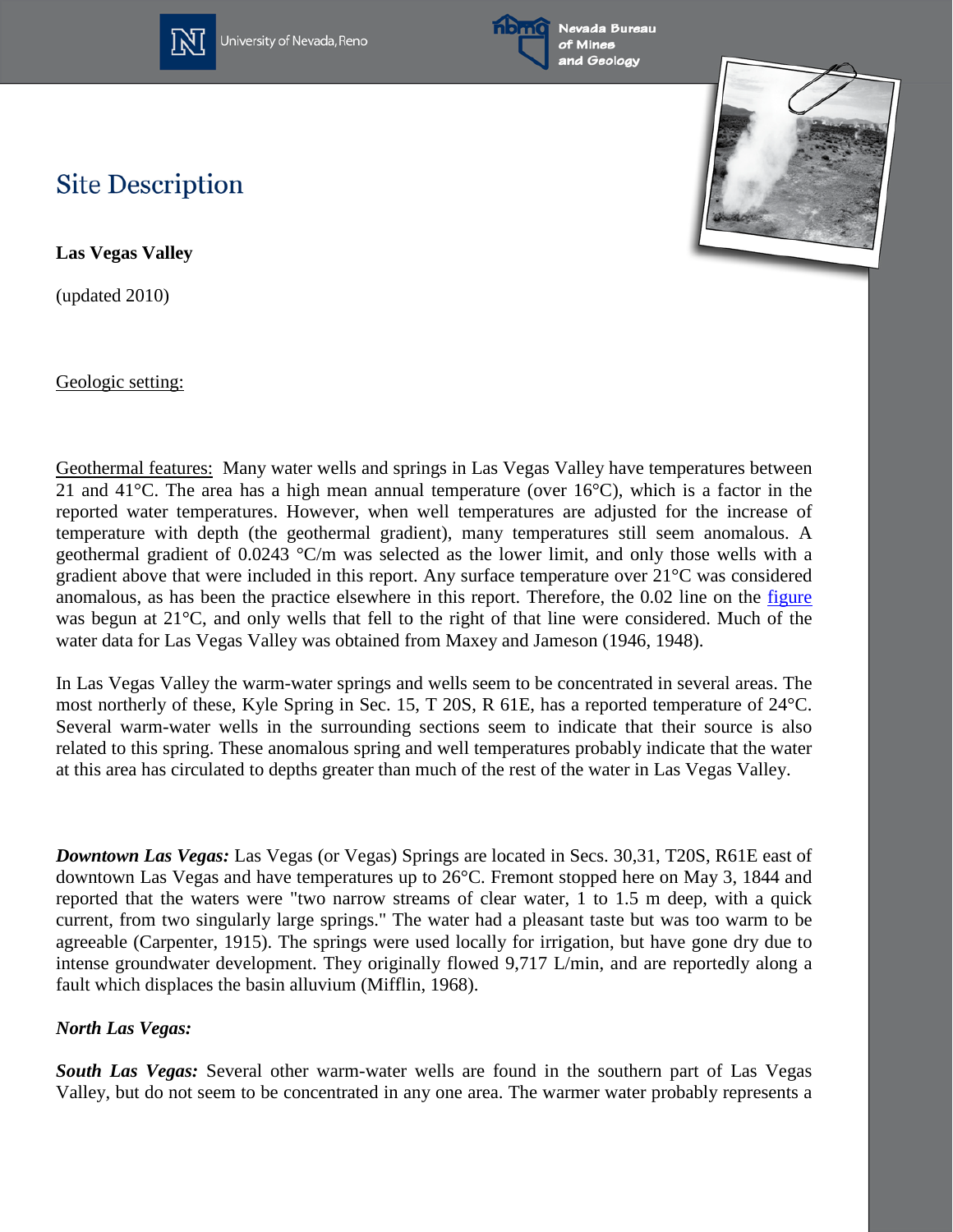# Site Description

**Las Vegas Valley**

(updated 2010)

Geologic setting:

Geothermal features: Many water wells and springs in Las Vegas Valley have temperatures between 21 and 41°C. The area has a high mean annual temperature (over 16°C), which is a factor in the reported water temperatures. However, when well temperatures are adjusted for the increase of temperature with depth (the geothermal gradient), many temperatures still seem anomalous. A geothermal gradient of 0.0243 °C/m was selected as the lower limit, and only those wells with a gradient above that were included in this report. Any surface temperature over 21°C was considered anomalous, as has been the practice elsewhere in this report. Therefore, the 0.02 line on the figure was begun at 21°C, and only wells that fell to the right of that line were considered. Much of the water data for Las Vegas Valley was obtained from Maxey and Jameson (1946, 1948).

In Las Vegas Valley the warm-water springs and wells seem to be concentrated in several areas. The most northerly of these, Kyle Spring in Sec. 15, T 20S, R 61E, has a reported temperature of 24°C. Several warm-water wells in the surrounding sections seem to indicate that their source is also related to this spring. These anomalous spring and well temperatures probably indicate that the water at this area has circulated to depths greater than much of the rest of the water in Las Vegas Valley.

***Downtown Las Vegas:*** Las Vegas (or Vegas) Springs are located in Secs. 30,31, T20S, R61E east of downtown Las Vegas and have temperatures up to 26°C. Fremont stopped here on May 3, 1844 and reported that the waters were "two narrow streams of clear water, 1 to 1.5 m deep, with a quick current, from two singularly large springs." The water had a pleasant taste but was too warm to be agreeable (Carpenter, 1915). The springs were used locally for irrigation, but have gone dry due to intense groundwater development. They originally flowed 9,717 L/min, and are reportedly along a fault which displaces the basin alluvium (Mifflin, 1968).

***North Las Vegas:***

***South Las Vegas:*** Several other warm-water wells are found in the southern part of Las Vegas Valley, but do not seem to be concentrated in any one area. The warmer water probably represents a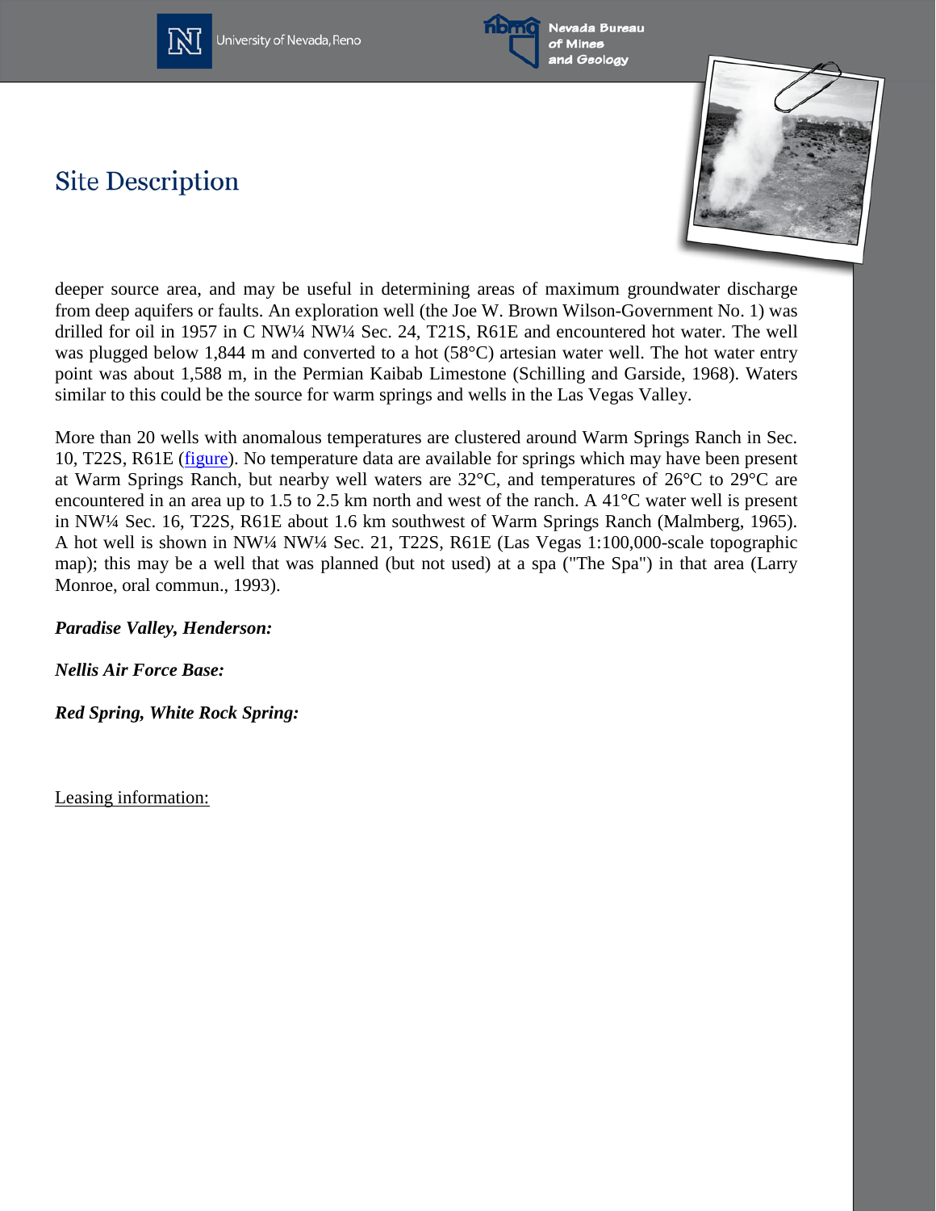## Site Description

deeper source area, and may be useful in determining areas of maximum groundwater discharge from deep aquifers or faults. An exploration well (the Joe W. Brown Wilson-Government No. 1) was drilled for oil in 1957 in C NW¼ NW¼ Sec. 24, T21S, R61E and encountered hot water. The well was plugged below 1,844 m and converted to a hot (58°C) artesian water well. The hot water entry point was about 1,588 m, in the Permian Kaibab Limestone (Schilling and Garside, 1968). Waters similar to this could be the source for warm springs and wells in the Las Vegas Valley.

More than 20 wells with anomalous temperatures are clustered around Warm Springs Ranch in Sec. 10, T22S, R61E (figure). No temperature data are available for springs which may have been present at Warm Springs Ranch, but nearby well waters are 32°C, and temperatures of 26°C to 29°C are encountered in an area up to 1.5 to 2.5 km north and west of the ranch. A 41°C water well is present in NW¼ Sec. 16, T22S, R61E about 1.6 km southwest of Warm Springs Ranch (Malmberg, 1965). A hot well is shown in NW¼ NW¼ Sec. 21, T22S, R61E (Las Vegas 1:100,000-scale topographic map); this may be a well that was planned (but not used) at a spa ("The Spa") in that area (Larry Monroe, oral commun., 1993).

***Paradise Valley, Henderson:***

***Nellis Air Force Base:***

***Red Spring, White Rock Spring:***

Leasing information: